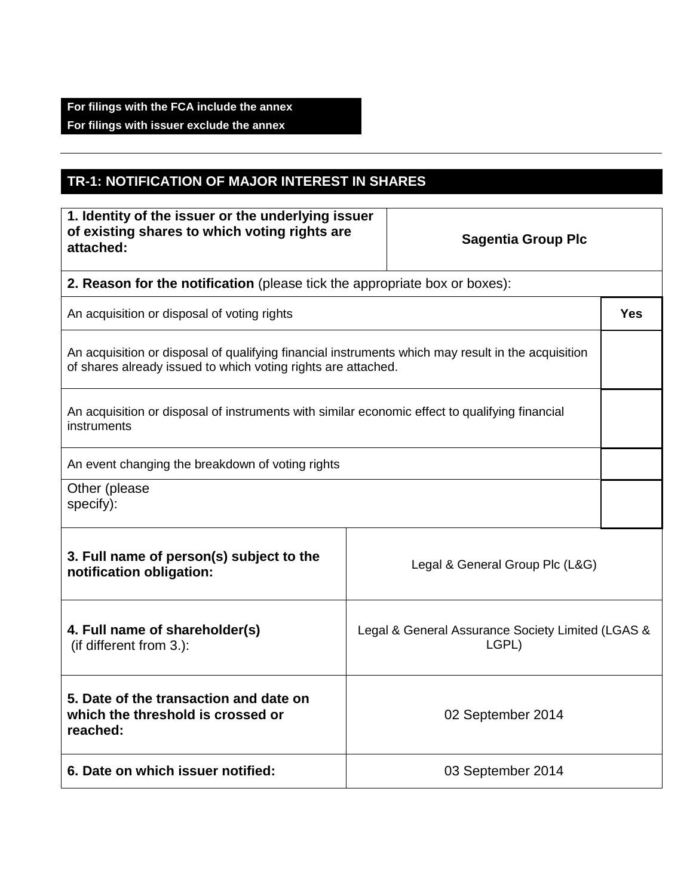**For filings with the FCA include the annex**
**For filings with issuer exclude the annex**

---

## TR-1: NOTIFICATION OF MAJOR INTEREST IN SHARES

| **1. Identity of the issuer or the underlying issuer of existing shares to which voting rights are attached:** | **Sagentia Group Plc** |
|---|---|

**2. Reason for the notification** (please tick the appropriate box or boxes):

| | |
|---|---|
| An acquisition or disposal of voting rights | **Yes** |
| An acquisition or disposal of qualifying financial instruments which may result in the acquisition of shares already issued to which voting rights are attached. | |
| An acquisition or disposal of instruments with similar economic effect to qualifying financial instruments | |
| An event changing the breakdown of voting rights | |
| Other (please specify): | |

| | |
|---|---|
| **3. Full name of person(s) subject to the notification obligation:** | Legal & General Group Plc (L&G) |
| **4. Full name of shareholder(s)** (if different from 3.): | Legal & General Assurance Society Limited (LGAS & LGPL) |
| **5. Date of the transaction and date on which the threshold is crossed or reached:** | 02 September 2014 |
| **6. Date on which issuer notified:** | 03 September 2014 |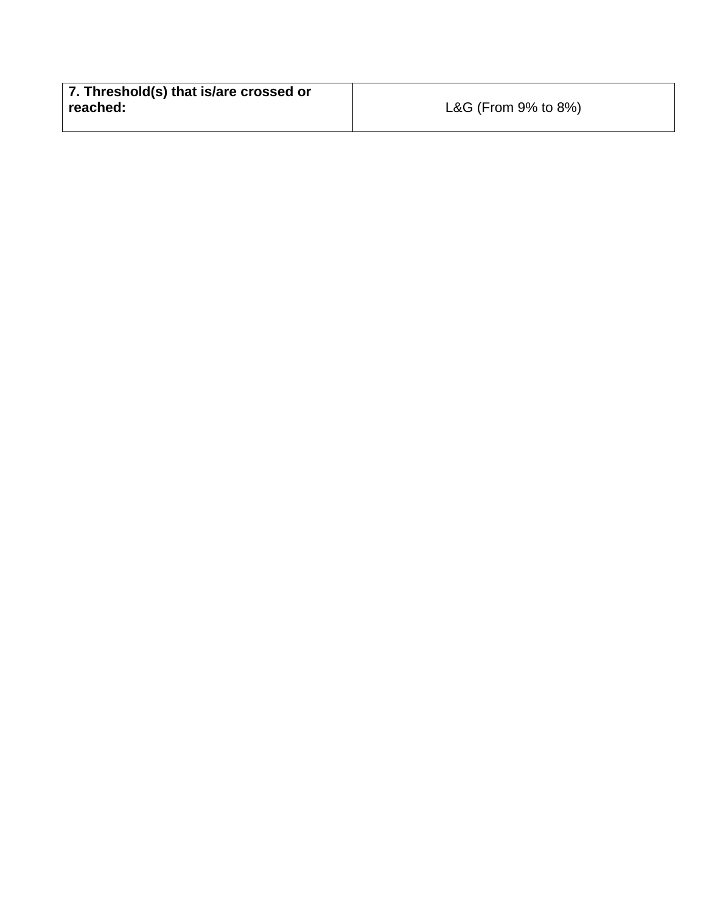| **7. Threshold(s) that is/are crossed or reached:** | L&G (From 9% to 8%) |
| --- | --- |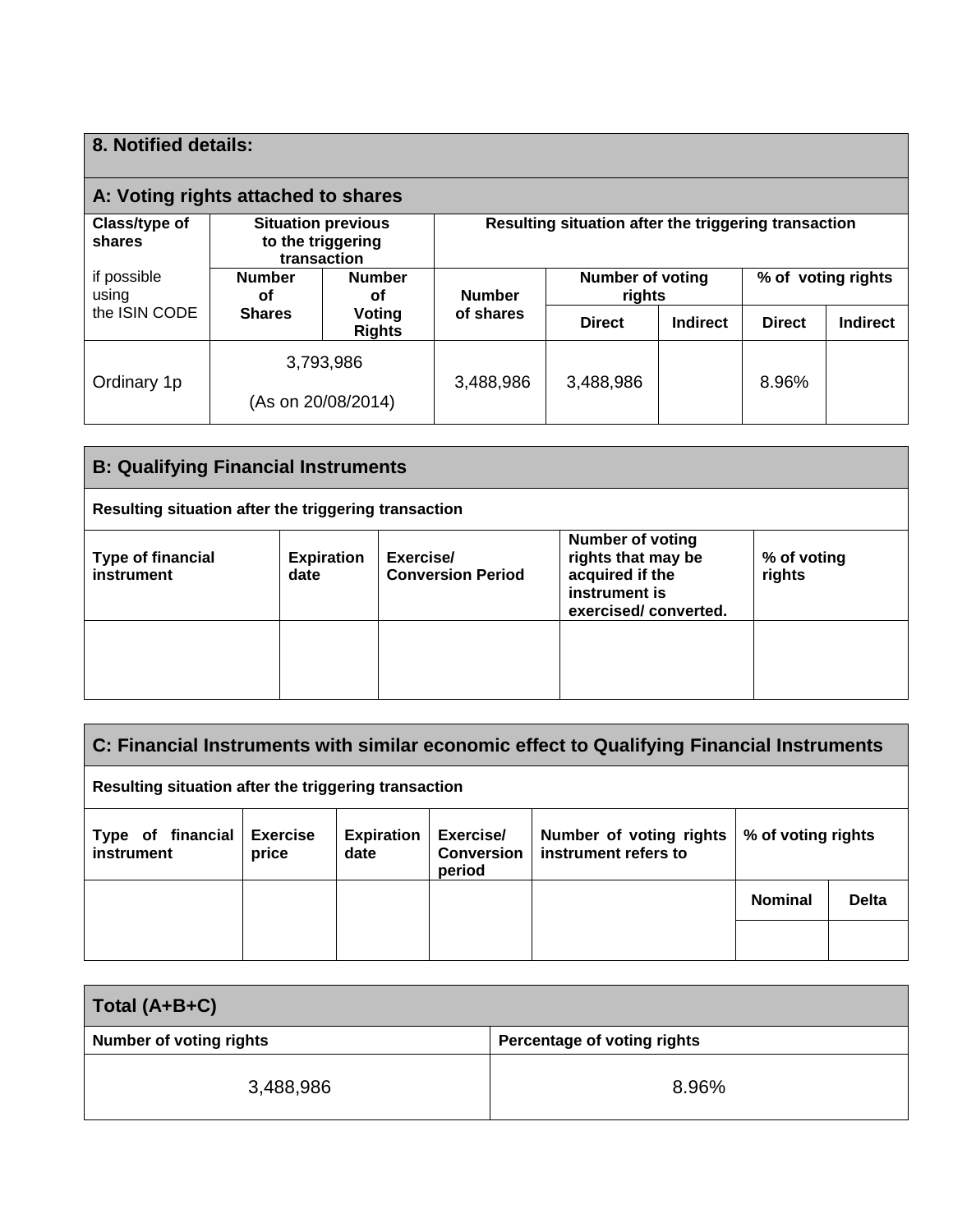## 8. Notified details:

### A: Voting rights attached to shares

| Class/type of shares<br><br>if possible using the ISIN CODE | Situation previous to the triggering transaction | | Resulting situation after the triggering transaction | | | | |
|---|---|---|---|---|---|---|---|
| | Number of Shares | Number of Voting Rights | Number of shares | Number of voting rights | | % of voting rights | |
| | | | | Direct | Indirect | Direct | Indirect |
| Ordinary 1p | 3,793,986<br><br>(As on 20/08/2014) | | 3,488,986 | 3,488,986 | | 8.96% | |

### B: Qualifying Financial Instruments

**Resulting situation after the triggering transaction**

| Type of financial instrument | Expiration date | Exercise/ Conversion Period | Number of voting rights that may be acquired if the instrument is exercised/ converted. | % of voting rights |
|---|---|---|---|---|
| | | | | |

### C: Financial Instruments with similar economic effect to Qualifying Financial Instruments

**Resulting situation after the triggering transaction**

| Type of financial instrument | Exercise price | Expiration date | Exercise/ Conversion period | Number of voting rights instrument refers to | % of voting rights | |
|---|---|---|---|---|---|---|
| | | | | | Nominal | Delta |
| | | | | | | |

### Total (A+B+C)

| Number of voting rights | Percentage of voting rights |
|---|---|
| 3,488,986 | 8.96% |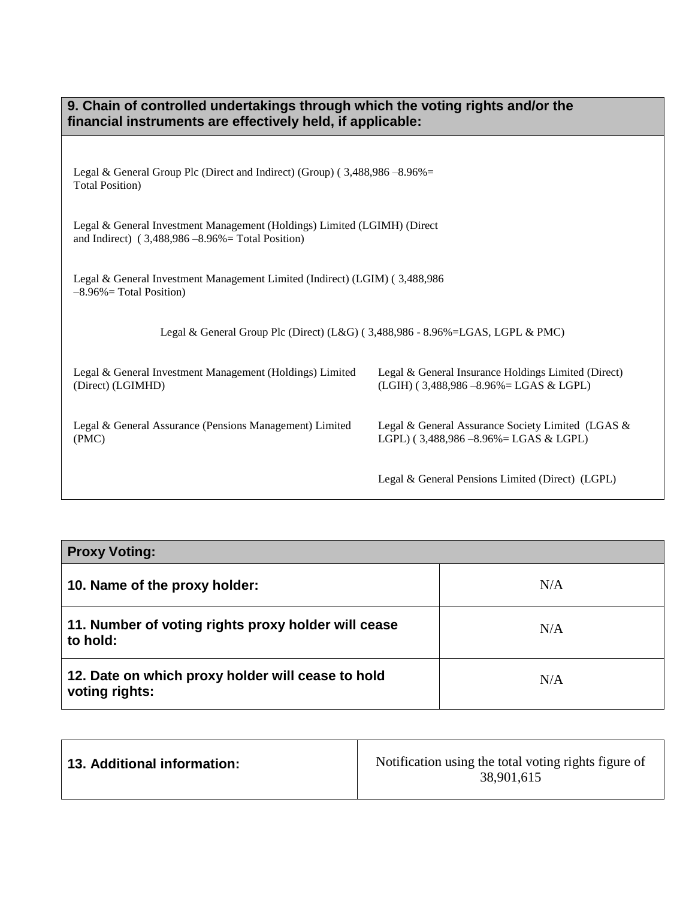## 9. Chain of controlled undertakings through which the voting rights and/or the financial instruments are effectively held, if applicable:

Legal & General Group Plc (Direct and Indirect) (Group) ( 3,488,986 –8.96%= Total Position)

Legal & General Investment Management (Holdings) Limited (LGIMH) (Direct and Indirect) ( 3,488,986 –8.96%= Total Position)

Legal & General Investment Management Limited (Indirect) (LGIM) ( 3,488,986 –8.96%= Total Position)

Legal & General Group Plc (Direct) (L&G) ( 3,488,986 - 8.96%=LGAS, LGPL & PMC)

| | |
|---|---|
| Legal & General Investment Management (Holdings) Limited (Direct) (LGIMHD) | Legal & General Insurance Holdings Limited (Direct) (LGIH) ( 3,488,986 –8.96%= LGAS & LGPL) |
| Legal & General Assurance (Pensions Management) Limited (PMC) | Legal & General Assurance Society Limited (LGAS & LGPL) ( 3,488,986 –8.96%= LGAS & LGPL) |
| | Legal & General Pensions Limited (Direct) (LGPL) |

| Proxy Voting: | |
|---|---|
| **10. Name of the proxy holder:** | N/A |
| **11. Number of voting rights proxy holder will cease to hold:** | N/A |
| **12. Date on which proxy holder will cease to hold voting rights:** | N/A |

| | |
|---|---|
| **13. Additional information:** | Notification using the total voting rights figure of 38,901,615 |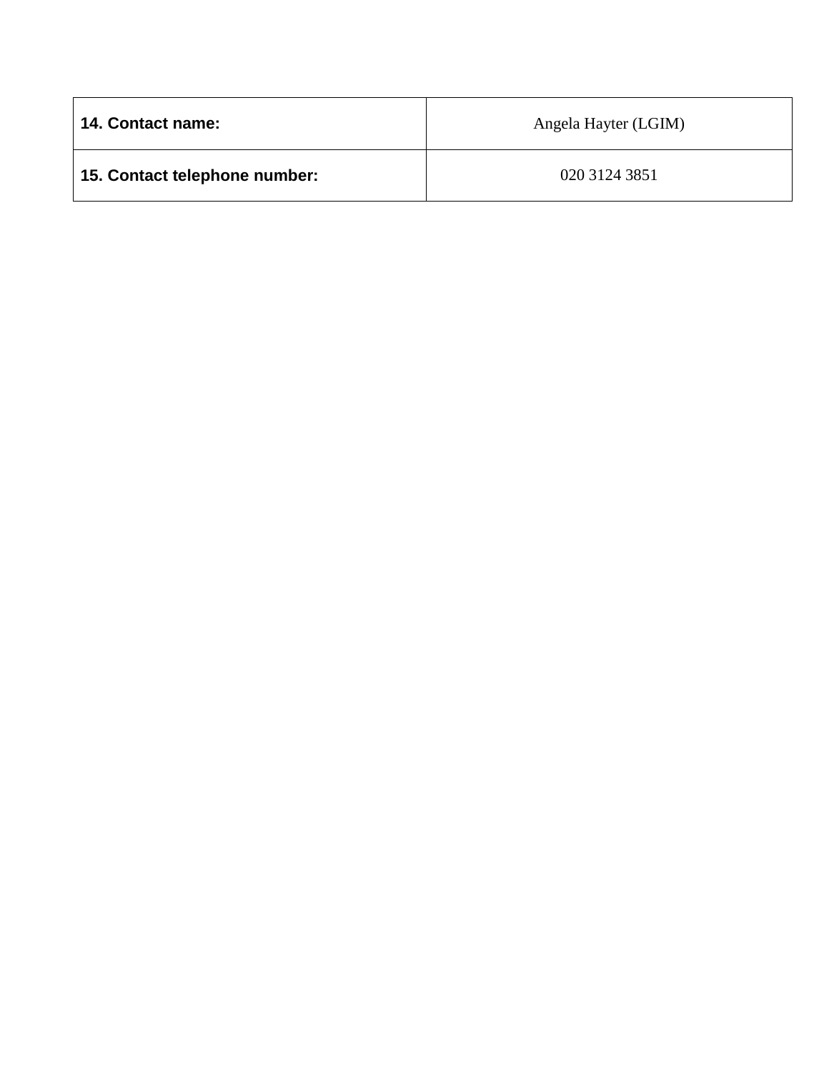| | |
|---|---|
| **14. Contact name:** | Angela Hayter (LGIM) |
| **15. Contact telephone number:** | 020 3124 3851 |